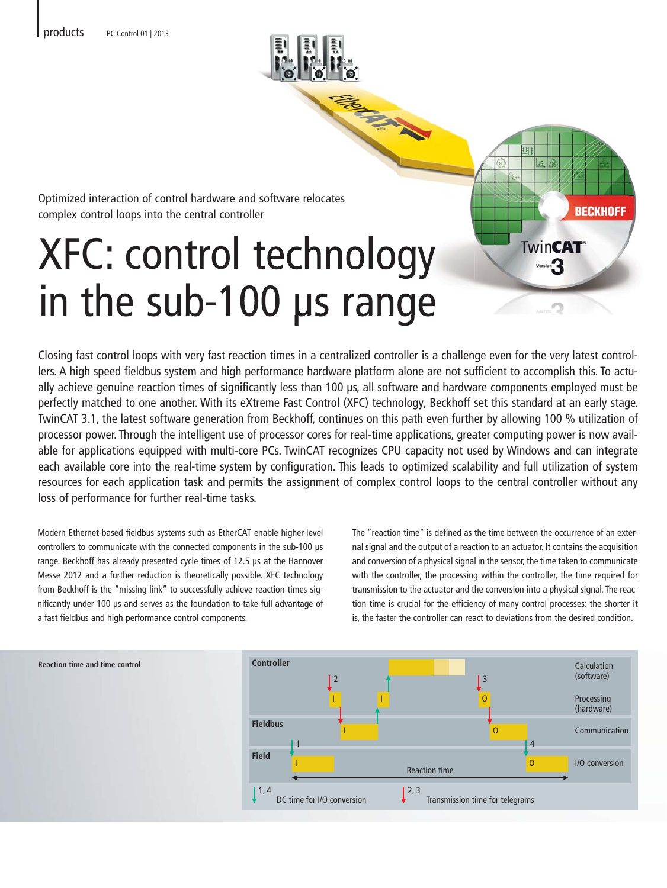Optimized interaction of control hardware and software relocates complex control loops into the central controller

# XFC: control technology in the sub-100 µs range

Closing fast control loops with very fast reaction times in a centralized controller is a challenge even for the very latest controllers. A high speed fieldbus system and high performance hardware platform alone are not sufficient to accomplish this. To actually achieve genuine reaction times of significantly less than 100 µs, all software and hardware components employed must be perfectly matched to one another. With its eXtreme Fast Control (XFC) technology, Beckhoff set this standard at an early stage. TwinCAT 3.1, the latest software generation from Beckhoff, continues on this path even further by allowing 100 % utilization of processor power. Through the intelligent use of processor cores for real-time applications, greater computing power is now available for applications equipped with multi-core PCs. TwinCAT recognizes CPU capacity not used by Windows and can integrate each available core into the real-time system by configuration. This leads to optimized scalability and full utilization of system resources for each application task and permits the assignment of complex control loops to the central controller without any loss of performance for further real-time tasks.

Modern Ethernet-based fieldbus systems such as EtherCAT enable higher-level controllers to communicate with the connected components in the sub-100 µs range. Beckhoff has already presented cycle times of 12.5 µs at the Hannover Messe 2012 and a further reduction is theoretically possible. XFC technology from Beckhoff is the "missing link" to successfully achieve reaction times significantly under 100 µs and serves as the foundation to take full advantage of a fast fieldbus and high performance control components.

The "reaction time" is defined as the time between the occurrence of an external signal and the output of a reaction to an actuator. It contains the acquisition and conversion of a physical signal in the sensor, the time taken to communicate with the controller, the processing within the controller, the time required for transmission to the actuator and the conversion into a physical signal. The reaction time is crucial for the efficiency of many control processes: the shorter it is, the faster the controller can react to deviations from the desired condition.

**Reaction time and time control**

Controller — Calculation (software); Processing (hardware)
Fieldbus — Communication
Field — I/O conversion
Reaction time

1, 4 DC time for I/O conversion
2, 3 Transmission time for telegrams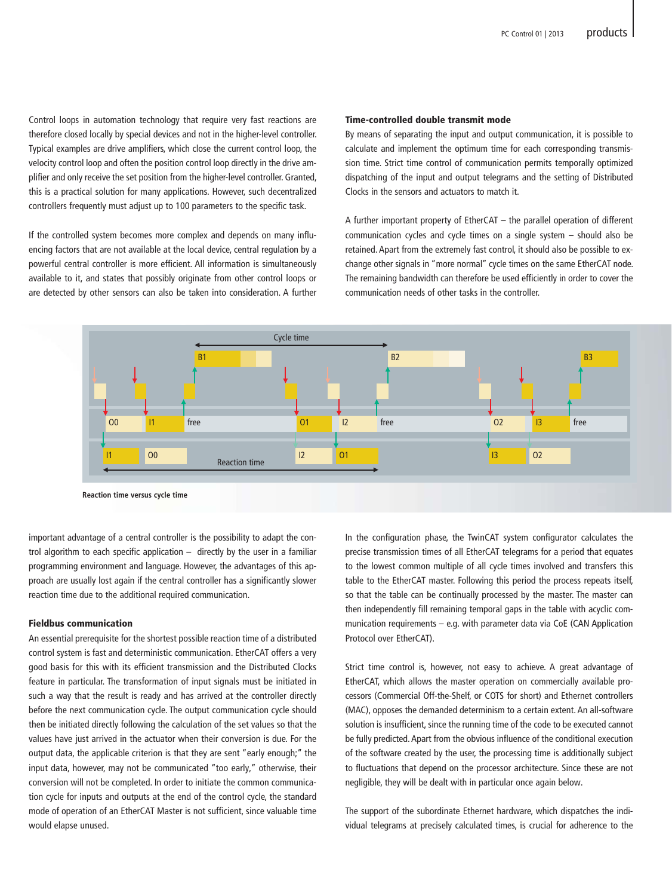Control loops in automation technology that require very fast reactions are therefore closed locally by special devices and not in the higher-level controller. Typical examples are drive amplifiers, which close the current control loop, the velocity control loop and often the position control loop directly in the drive amplifier and only receive the set position from the higher-level controller. Granted, this is a practical solution for many applications. However, such decentralized controllers frequently must adjust up to 100 parameters to the specific task.

If the controlled system becomes more complex and depends on many influencing factors that are not available at the local device, central regulation by a powerful central controller is more efficient. All information is simultaneously available to it, and states that possibly originate from other control loops or are detected by other sensors can also be taken into consideration. A further important advantage of a central controller is the possibility to adapt the control algorithm to each specific application – directly by the user in a familiar programming environment and language. However, the advantages of this approach are usually lost again if the central controller has a significantly slower reaction time due to the additional required communication.

### Fieldbus communication

An essential prerequisite for the shortest possible reaction time of a distributed control system is fast and deterministic communication. EtherCAT offers a very good basis for this with its efficient transmission and the Distributed Clocks feature in particular. The transformation of input signals must be initiated in such a way that the result is ready and has arrived at the controller directly before the next communication cycle. The output communication cycle should then be initiated directly following the calculation of the set values so that the values have just arrived in the actuator when their conversion is due. For the output data, the applicable criterion is that they are sent "early enough;" the input data, however, may not be communicated "too early," otherwise, their conversion will not be completed. In order to initiate the common communication cycle for inputs and outputs at the end of the control cycle, the standard mode of operation of an EtherCAT Master is not sufficient, since valuable time would elapse unused.

### Time-controlled double transmit mode

By means of separating the input and output communication, it is possible to calculate and implement the optimum time for each corresponding transmission time. Strict time control of communication permits temporally optimized dispatching of the input and output telegrams and the setting of Distributed Clocks in the sensors and actuators to match it.

A further important property of EtherCAT – the parallel operation of different communication cycles and cycle times on a single system – should also be retained. Apart from the extremely fast control, it should also be possible to exchange other signals in "more normal" cycle times on the same EtherCAT node. The remaining bandwidth can therefore be used efficiently in order to cover the communication needs of other tasks in the controller.

Reaction time versus cycle time

In the configuration phase, the TwinCAT system configurator calculates the precise transmission times of all EtherCAT telegrams for a period that equates to the lowest common multiple of all cycle times involved and transfers this table to the EtherCAT master. Following this period the process repeats itself, so that the table can be continually processed by the master. The master can then independently fill remaining temporal gaps in the table with acyclic communication requirements – e.g. with parameter data via CoE (CAN Application Protocol over EtherCAT).

Strict time control is, however, not easy to achieve. A great advantage of EtherCAT, which allows the master operation on commercially available processors (Commercial Off-the-Shelf, or COTS for short) and Ethernet controllers (MAC), opposes the demanded determinism to a certain extent. An all-software solution is insufficient, since the running time of the code to be executed cannot be fully predicted. Apart from the obvious influence of the conditional execution of the software created by the user, the processing time is additionally subject to fluctuations that depend on the processor architecture. Since these are not negligible, they will be dealt with in particular once again below.

The support of the subordinate Ethernet hardware, which dispatches the individual telegrams at precisely calculated times, is crucial for adherence to the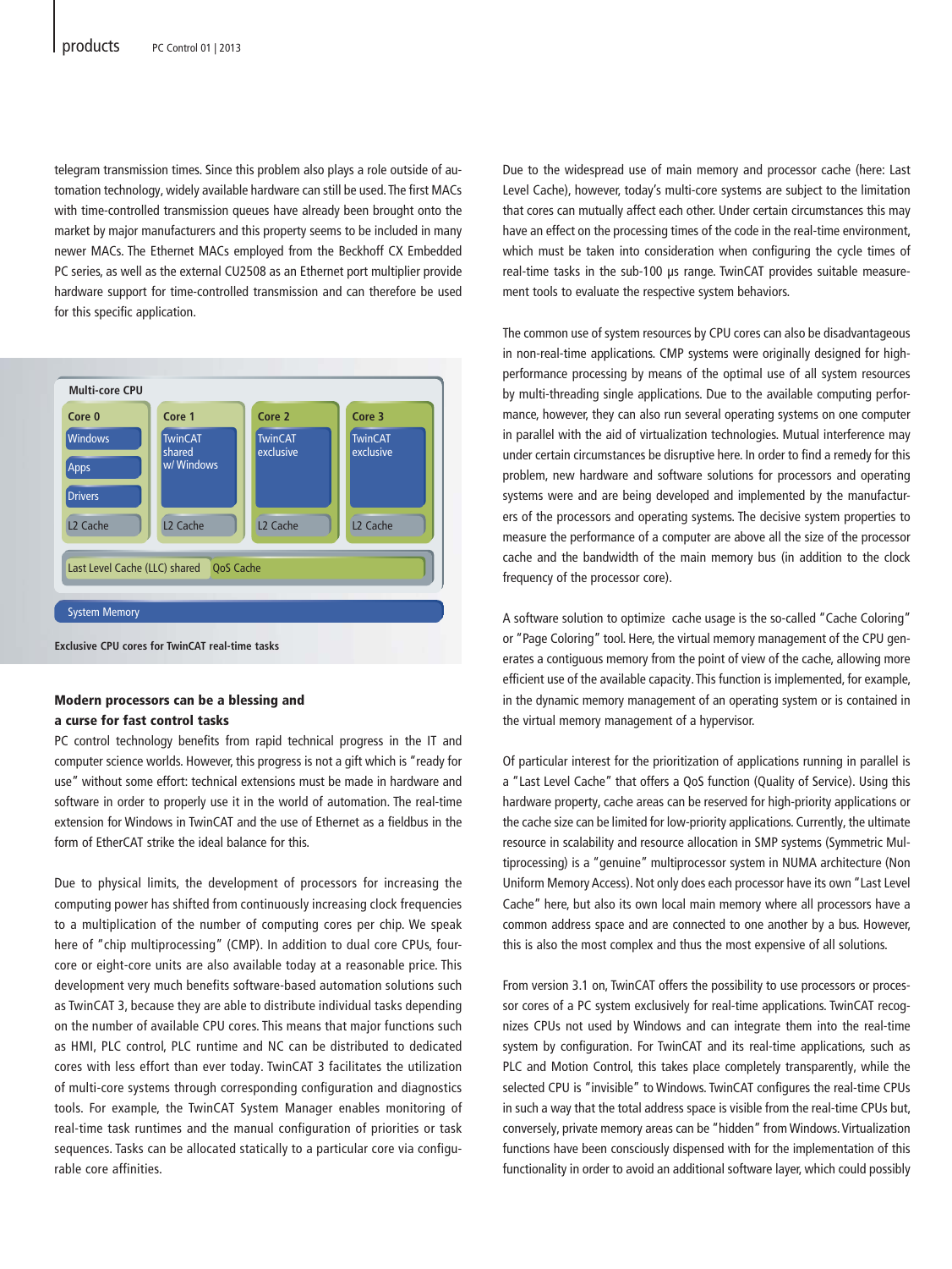telegram transmission times. Since this problem also plays a role outside of automation technology, widely available hardware can still be used. The first MACs with time-controlled transmission queues have already been brought onto the market by major manufacturers and this property seems to be included in many newer MACs. The Ethernet MACs employed from the Beckhoff CX Embedded PC series, as well as the external CU2508 as an Ethernet port multiplier provide hardware support for time-controlled transmission and can therefore be used for this specific application.

**Exclusive CPU cores for TwinCAT real-time tasks**

## Modern processors can be a blessing and a curse for fast control tasks

PC control technology benefits from rapid technical progress in the IT and computer science worlds. However, this progress is not a gift which is "ready for use" without some effort: technical extensions must be made in hardware and software in order to properly use it in the world of automation. The real-time extension for Windows in TwinCAT and the use of Ethernet as a fieldbus in the form of EtherCAT strike the ideal balance for this.

Due to physical limits, the development of processors for increasing the computing power has shifted from continuously increasing clock frequencies to a multiplication of the number of computing cores per chip. We speak here of "chip multiprocessing" (CMP). In addition to dual core CPUs, four-core or eight-core units are also available today at a reasonable price. This development very much benefits software-based automation solutions such as TwinCAT 3, because they are able to distribute individual tasks depending on the number of available CPU cores. This means that major functions such as HMI, PLC control, PLC runtime and NC can be distributed to dedicated cores with less effort than ever today. TwinCAT 3 facilitates the utilization of multi-core systems through corresponding configuration and diagnostics tools. For example, the TwinCAT System Manager enables monitoring of real-time task runtimes and the manual configuration of priorities or task sequences. Tasks can be allocated statically to a particular core via configurable core affinities.

Due to the widespread use of main memory and processor cache (here: Last Level Cache), however, today's multi-core systems are subject to the limitation that cores can mutually affect each other. Under certain circumstances this may have an effect on the processing times of the code in the real-time environment, which must be taken into consideration when configuring the cycle times of real-time tasks in the sub-100 µs range. TwinCAT provides suitable measurement tools to evaluate the respective system behaviors.

The common use of system resources by CPU cores can also be disadvantageous in non-real-time applications. CMP systems were originally designed for high-performance processing by means of the optimal use of all system resources by multi-threading single applications. Due to the available computing performance, however, they can also run several operating systems on one computer in parallel with the aid of virtualization technologies. Mutual interference may under certain circumstances be disruptive here. In order to find a remedy for this problem, new hardware and software solutions for processors and operating systems were and are being developed and implemented by the manufacturers of the processors and operating systems. The decisive system properties to measure the performance of a computer are above all the size of the processor cache and the bandwidth of the main memory bus (in addition to the clock frequency of the processor core).

A software solution to optimize cache usage is the so-called "Cache Coloring" or "Page Coloring" tool. Here, the virtual memory management of the CPU generates a contiguous memory from the point of view of the cache, allowing more efficient use of the available capacity. This function is implemented, for example, in the dynamic memory management of an operating system or is contained in the virtual memory management of a hypervisor.

Of particular interest for the prioritization of applications running in parallel is a "Last Level Cache" that offers a QoS function (Quality of Service). Using this hardware property, cache areas can be reserved for high-priority applications or the cache size can be limited for low-priority applications. Currently, the ultimate resource in scalability and resource allocation in SMP systems (Symmetric Multiprocessing) is a "genuine" multiprocessor system in NUMA architecture (Non Uniform Memory Access). Not only does each processor have its own "Last Level Cache" here, but also its own local main memory where all processors have a common address space and are connected to one another by a bus. However, this is also the most complex and thus the most expensive of all solutions.

From version 3.1 on, TwinCAT offers the possibility to use processors or processor cores of a PC system exclusively for real-time applications. TwinCAT recognizes CPUs not used by Windows and can integrate them into the real-time system by configuration. For TwinCAT and its real-time applications, such as PLC and Motion Control, this takes place completely transparently, while the selected CPU is "invisible" to Windows. TwinCAT configures the real-time CPUs in such a way that the total address space is visible from the real-time CPUs but, conversely, private memory areas can be "hidden" from Windows. Virtualization functions have been consciously dispensed with for the implementation of this functionality in order to avoid an additional software layer, which could possibly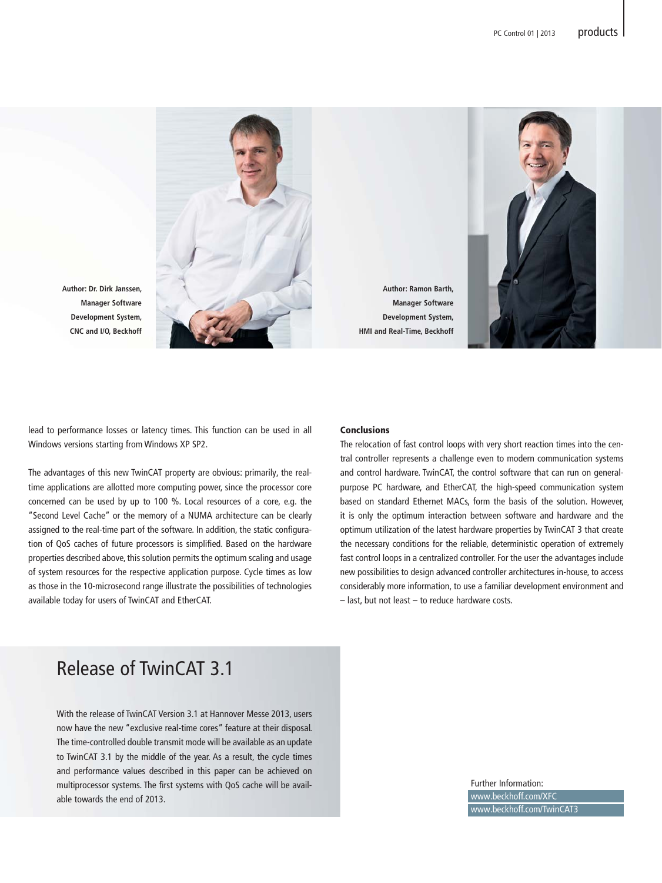Author: Dr. Dirk Janssen,
Manager Software
Development System,
CNC and I/O, Beckhoff

Author: Ramon Barth,
Manager Software
Development System,
HMI and Real-Time, Beckhoff

lead to performance losses or latency times. This function can be used in all Windows versions starting from Windows XP SP2.

The advantages of this new TwinCAT property are obvious: primarily, the real-time applications are allotted more computing power, since the processor core concerned can be used by up to 100 %. Local resources of a core, e.g. the "Second Level Cache" or the memory of a NUMA architecture can be clearly assigned to the real-time part of the software. In addition, the static configuration of QoS caches of future processors is simplified. Based on the hardware properties described above, this solution permits the optimum scaling and usage of system resources for the respective application purpose. Cycle times as low as those in the 10-microsecond range illustrate the possibilities of technologies available today for users of TwinCAT and EtherCAT.

### Conclusions

The relocation of fast control loops with very short reaction times into the central controller represents a challenge even to modern communication systems and control hardware. TwinCAT, the control software that can run on general-purpose PC hardware, and EtherCAT, the high-speed communication system based on standard Ethernet MACs, form the basis of the solution. However, it is only the optimum interaction between software and hardware and the optimum utilization of the latest hardware properties by TwinCAT 3 that create the necessary conditions for the reliable, deterministic operation of extremely fast control loops in a centralized controller. For the user the advantages include new possibilities to design advanced controller architectures in-house, to access considerably more information, to use a familiar development environment and – last, but not least – to reduce hardware costs.

## Release of TwinCAT 3.1

With the release of TwinCAT Version 3.1 at Hannover Messe 2013, users now have the new "exclusive real-time cores" feature at their disposal. The time-controlled double transmit mode will be available as an update to TwinCAT 3.1 by the middle of the year. As a result, the cycle times and performance values described in this paper can be achieved on multiprocessor systems. The first systems with QoS cache will be available towards the end of 2013.

Further Information:
www.beckhoff.com/XFC
www.beckhoff.com/TwinCAT3